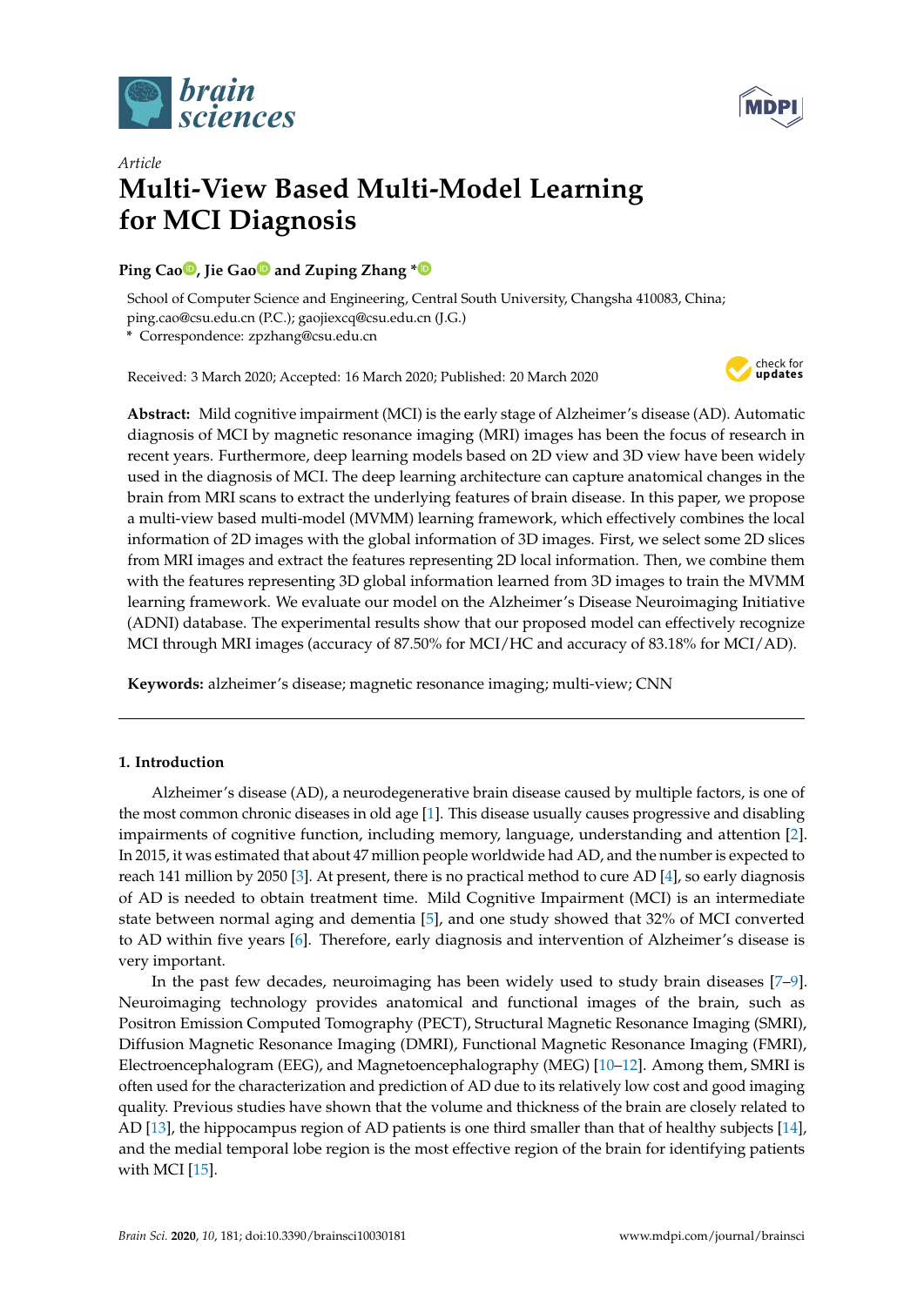*Article*

# Multi-View Based Multi-Model Learning for MCI Diagnosis

**Ping Cao, Jie Gao and Zuping Zhang ***

School of Computer Science and Engineering, Central South University, Changsha 410083, China; ping.cao@csu.edu.cn (P.C.); gaojiexcq@csu.edu.cn (J.G.)

* Correspondence: zpzhang@csu.edu.cn

Received: 3 March 2020; Accepted: 16 March 2020; Published: 20 March 2020

**Abstract:** Mild cognitive impairment (MCI) is the early stage of Alzheimer's disease (AD). Automatic diagnosis of MCI by magnetic resonance imaging (MRI) images has been the focus of research in recent years. Furthermore, deep learning models based on 2D view and 3D view have been widely used in the diagnosis of MCI. The deep learning architecture can capture anatomical changes in the brain from MRI scans to extract the underlying features of brain disease. In this paper, we propose a multi-view based multi-model (MVMM) learning framework, which effectively combines the local information of 2D images with the global information of 3D images. First, we select some 2D slices from MRI images and extract the features representing 2D local information. Then, we combine them with the features representing 3D global information learned from 3D images to train the MVMM learning framework. We evaluate our model on the Alzheimer's Disease Neuroimaging Initiative (ADNI) database. The experimental results show that our proposed model can effectively recognize MCI through MRI images (accuracy of 87.50% for MCI/HC and accuracy of 83.18% for MCI/AD).

**Keywords:** alzheimer's disease; magnetic resonance imaging; multi-view; CNN

## 1. Introduction

Alzheimer's disease (AD), a neurodegenerative brain disease caused by multiple factors, is one of the most common chronic diseases in old age [1]. This disease usually causes progressive and disabling impairments of cognitive function, including memory, language, understanding and attention [2]. In 2015, it was estimated that about 47 million people worldwide had AD, and the number is expected to reach 141 million by 2050 [3]. At present, there is no practical method to cure AD [4], so early diagnosis of AD is needed to obtain treatment time. Mild Cognitive Impairment (MCI) is an intermediate state between normal aging and dementia [5], and one study showed that 32% of MCI converted to AD within five years [6]. Therefore, early diagnosis and intervention of Alzheimer's disease is very important.

In the past few decades, neuroimaging has been widely used to study brain diseases [7–9]. Neuroimaging technology provides anatomical and functional images of the brain, such as Positron Emission Computed Tomography (PECT), Structural Magnetic Resonance Imaging (SMRI), Diffusion Magnetic Resonance Imaging (DMRI), Functional Magnetic Resonance Imaging (FMRI), Electroencephalogram (EEG), and Magnetoencephalography (MEG) [10–12]. Among them, SMRI is often used for the characterization and prediction of AD due to its relatively low cost and good imaging quality. Previous studies have shown that the volume and thickness of the brain are closely related to AD [13], the hippocampus region of AD patients is one third smaller than that of healthy subjects [14], and the medial temporal lobe region is the most effective region of the brain for identifying patients with MCI [15].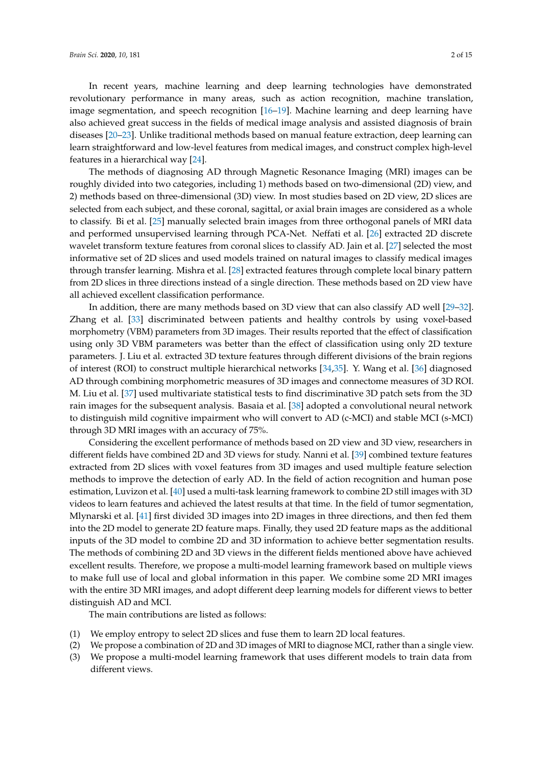In recent years, machine learning and deep learning technologies have demonstrated revolutionary performance in many areas, such as action recognition, machine translation, image segmentation, and speech recognition [16–19]. Machine learning and deep learning have also achieved great success in the fields of medical image analysis and assisted diagnosis of brain diseases [20–23]. Unlike traditional methods based on manual feature extraction, deep learning can learn straightforward and low-level features from medical images, and construct complex high-level features in a hierarchical way [24].

The methods of diagnosing AD through Magnetic Resonance Imaging (MRI) images can be roughly divided into two categories, including 1) methods based on two-dimensional (2D) view, and 2) methods based on three-dimensional (3D) view. In most studies based on 2D view, 2D slices are selected from each subject, and these coronal, sagittal, or axial brain images are considered as a whole to classify. Bi et al. [25] manually selected brain images from three orthogonal panels of MRI data and performed unsupervised learning through PCA-Net. Neffati et al. [26] extracted 2D discrete wavelet transform texture features from coronal slices to classify AD. Jain et al. [27] selected the most informative set of 2D slices and used models trained on natural images to classify medical images through transfer learning. Mishra et al. [28] extracted features through complete local binary pattern from 2D slices in three directions instead of a single direction. These methods based on 2D view have all achieved excellent classification performance.

In addition, there are many methods based on 3D view that can also classify AD well [29–32]. Zhang et al. [33] discriminated between patients and healthy controls by using voxel-based morphometry (VBM) parameters from 3D images. Their results reported that the effect of classification using only 3D VBM parameters was better than the effect of classification using only 2D texture parameters. J. Liu et al. extracted 3D texture features through different divisions of the brain regions of interest (ROI) to construct multiple hierarchical networks [34,35]. Y. Wang et al. [36] diagnosed AD through combining morphometric measures of 3D images and connectome measures of 3D ROI. M. Liu et al. [37] used multivariate statistical tests to find discriminative 3D patch sets from the 3D rain images for the subsequent analysis. Basaia et al. [38] adopted a convolutional neural network to distinguish mild cognitive impairment who will convert to AD (c-MCI) and stable MCI (s-MCI) through 3D MRI images with an accuracy of 75%.

Considering the excellent performance of methods based on 2D view and 3D view, researchers in different fields have combined 2D and 3D views for study. Nanni et al. [39] combined texture features extracted from 2D slices with voxel features from 3D images and used multiple feature selection methods to improve the detection of early AD. In the field of action recognition and human pose estimation, Luvizon et al. [40] used a multi-task learning framework to combine 2D still images with 3D videos to learn features and achieved the latest results at that time. In the field of tumor segmentation, Mlynarski et al. [41] first divided 3D images into 2D images in three directions, and then fed them into the 2D model to generate 2D feature maps. Finally, they used 2D feature maps as the additional inputs of the 3D model to combine 2D and 3D information to achieve better segmentation results. The methods of combining 2D and 3D views in the different fields mentioned above have achieved excellent results. Therefore, we propose a multi-model learning framework based on multiple views to make full use of local and global information in this paper. We combine some 2D MRI images with the entire 3D MRI images, and adopt different deep learning models for different views to better distinguish AD and MCI.

The main contributions are listed as follows:

(1) We employ entropy to select 2D slices and fuse them to learn 2D local features.
(2) We propose a combination of 2D and 3D images of MRI to diagnose MCI, rather than a single view.
(3) We propose a multi-model learning framework that uses different models to train data from different views.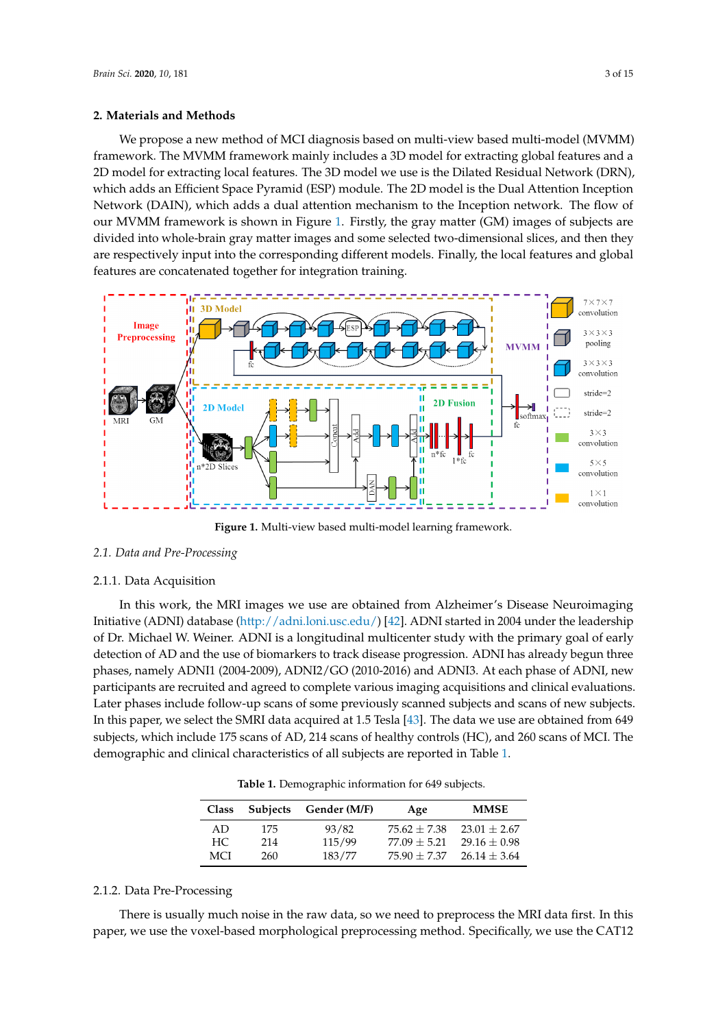## 2. Materials and Methods

We propose a new method of MCI diagnosis based on multi-view based multi-model (MVMM) framework. The MVMM framework mainly includes a 3D model for extracting global features and a 2D model for extracting local features. The 3D model we use is the Dilated Residual Network (DRN), which adds an Efficient Space Pyramid (ESP) module. The 2D model is the Dual Attention Inception Network (DAIN), which adds a dual attention mechanism to the Inception network. The flow of our MVMM framework is shown in Figure 1. Firstly, the gray matter (GM) images of subjects are divided into whole-brain gray matter images and some selected two-dimensional slices, and then they are respectively input into the corresponding different models. Finally, the local features and global features are concatenated together for integration training.

**Figure 1.** Multi-view based multi-model learning framework.

### 2.1. Data and Pre-Processing

#### 2.1.1. Data Acquisition

In this work, the MRI images we use are obtained from Alzheimer's Disease Neuroimaging Initiative (ADNI) database (http://adni.loni.usc.edu/) [42]. ADNI started in 2004 under the leadership of Dr. Michael W. Weiner. ADNI is a longitudinal multicenter study with the primary goal of early detection of AD and the use of biomarkers to track disease progression. ADNI has already begun three phases, namely ADNI1 (2004-2009), ADNI2/GO (2010-2016) and ADNI3. At each phase of ADNI, new participants are recruited and agreed to complete various imaging acquisitions and clinical evaluations. Later phases include follow-up scans of some previously scanned subjects and scans of new subjects. In this paper, we select the SMRI data acquired at 1.5 Tesla [43]. The data we use are obtained from 649 subjects, which include 175 scans of AD, 214 scans of healthy controls (HC), and 260 scans of MCI. The demographic and clinical characteristics of all subjects are reported in Table 1.

**Table 1.** Demographic information for 649 subjects.

| Class | Subjects | Gender (M/F) | Age | MMSE |
|---|---|---|---|---|
| AD | 175 | 93/82 | $75.62 \pm 7.38$ | $23.01 \pm 2.67$ |
| HC | 214 | 115/99 | $77.09 \pm 5.21$ | $29.16 \pm 0.98$ |
| MCI | 260 | 183/77 | $75.90 \pm 7.37$ | $26.14 \pm 3.64$ |

#### 2.1.2. Data Pre-Processing

There is usually much noise in the raw data, so we need to preprocess the MRI data first. In this paper, we use the voxel-based morphological preprocessing method. Specifically, we use the CAT12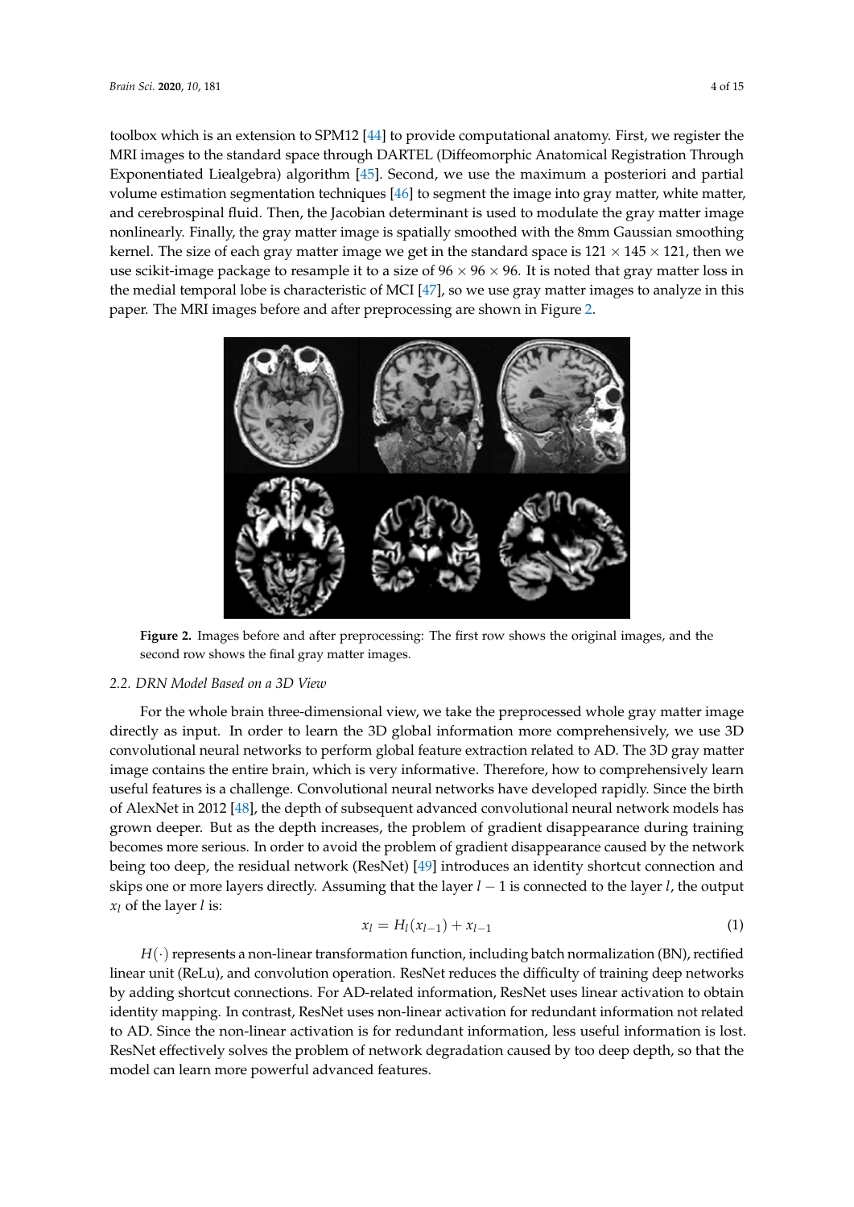toolbox which is an extension to SPM12 [44] to provide computational anatomy. First, we register the MRI images to the standard space through DARTEL (Diffeomorphic Anatomical Registration Through Exponentiated Liealgebra) algorithm [45]. Second, we use the maximum a posteriori and partial volume estimation segmentation techniques [46] to segment the image into gray matter, white matter, and cerebrospinal fluid. Then, the Jacobian determinant is used to modulate the gray matter image nonlinearly. Finally, the gray matter image is spatially smoothed with the 8mm Gaussian smoothing kernel. The size of each gray matter image we get in the standard space is $121 \times 145 \times 121$, then we use scikit-image package to resample it to a size of $96 \times 96 \times 96$. It is noted that gray matter loss in the medial temporal lobe is characteristic of MCI [47], so we use gray matter images to analyze in this paper. The MRI images before and after preprocessing are shown in Figure 2.

**Figure 2.** Images before and after preprocessing: The first row shows the original images, and the second row shows the final gray matter images.

### *2.2. DRN Model Based on a 3D View*

For the whole brain three-dimensional view, we take the preprocessed whole gray matter image directly as input. In order to learn the 3D global information more comprehensively, we use 3D convolutional neural networks to perform global feature extraction related to AD. The 3D gray matter image contains the entire brain, which is very informative. Therefore, how to comprehensively learn useful features is a challenge. Convolutional neural networks have developed rapidly. Since the birth of AlexNet in 2012 [48], the depth of subsequent advanced convolutional neural network models has grown deeper. But as the depth increases, the problem of gradient disappearance during training becomes more serious. In order to avoid the problem of gradient disappearance caused by the network being too deep, the residual network (ResNet) [49] introduces an identity shortcut connection and skips one or more layers directly. Assuming that the layer $l - 1$ is connected to the layer $l$, the output $x_l$ of the layer $l$ is:

$$x_l = H_l(x_{l-1}) + x_{l-1} \tag{1}$$

$H(\cdot)$ represents a non-linear transformation function, including batch normalization (BN), rectified linear unit (ReLu), and convolution operation. ResNet reduces the difficulty of training deep networks by adding shortcut connections. For AD-related information, ResNet uses linear activation to obtain identity mapping. In contrast, ResNet uses non-linear activation for redundant information not related to AD. Since the non-linear activation is for redundant information, less useful information is lost. ResNet effectively solves the problem of network degradation caused by too deep depth, so that the model can learn more powerful advanced features.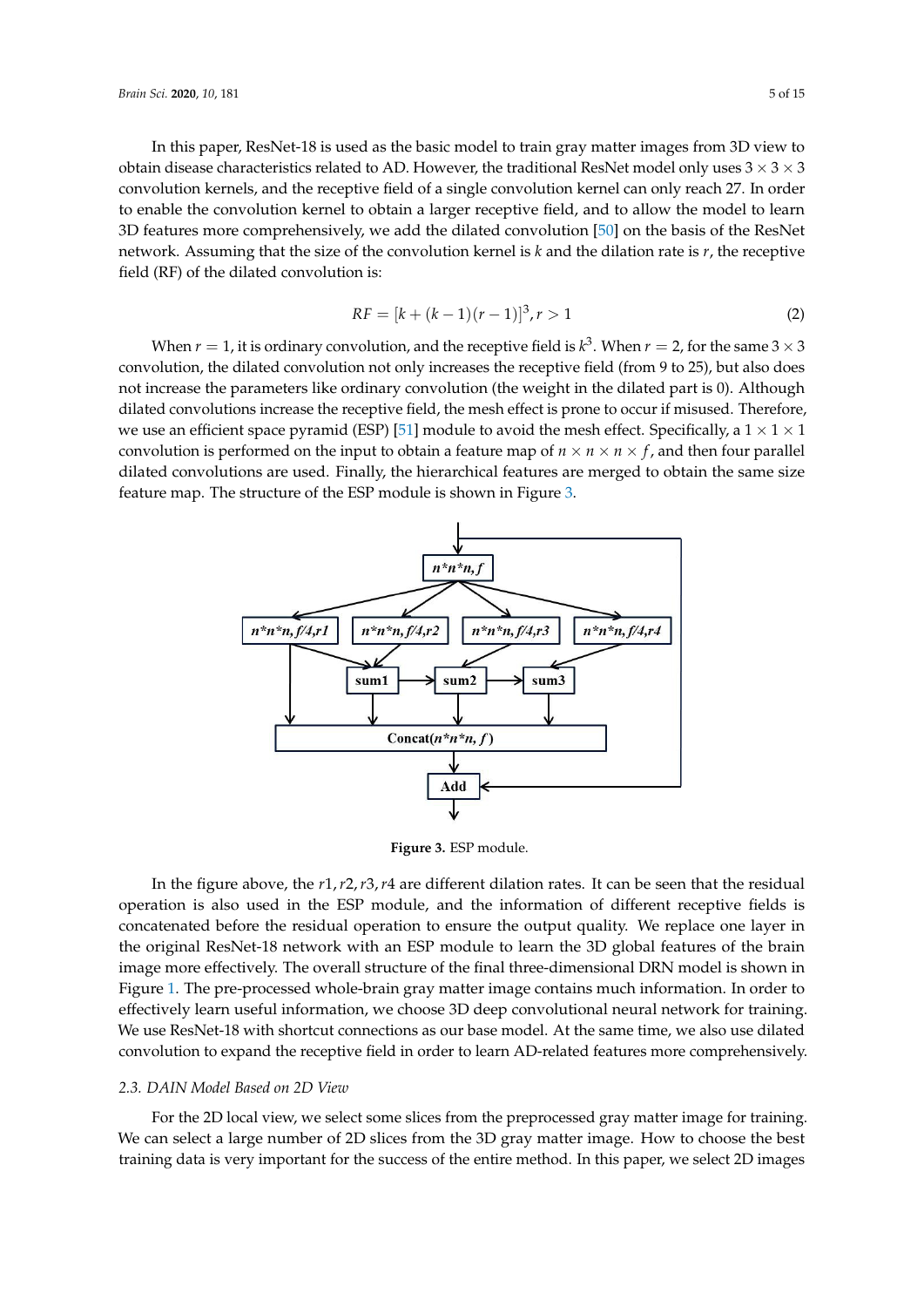In this paper, ResNet-18 is used as the basic model to train gray matter images from 3D view to obtain disease characteristics related to AD. However, the traditional ResNet model only uses $3 \times 3 \times 3$ convolution kernels, and the receptive field of a single convolution kernel can only reach 27. In order to enable the convolution kernel to obtain a larger receptive field, and to allow the model to learn 3D features more comprehensively, we add the dilated convolution [50] on the basis of the ResNet network. Assuming that the size of the convolution kernel is $k$ and the dilation rate is $r$, the receptive field (RF) of the dilated convolution is:

$$RF = [k + (k-1)(r-1)]^3, r > 1 \tag{2}$$

When $r = 1$, it is ordinary convolution, and the receptive field is $k^3$. When $r = 2$, for the same $3 \times 3$ convolution, the dilated convolution not only increases the receptive field (from 9 to 25), but also does not increase the parameters like ordinary convolution (the weight in the dilated part is 0). Although dilated convolutions increase the receptive field, the mesh effect is prone to occur if misused. Therefore, we use an efficient space pyramid (ESP) [51] module to avoid the mesh effect. Specifically, a $1 \times 1 \times 1$ convolution is performed on the input to obtain a feature map of $n \times n \times n \times f$, and then four parallel dilated convolutions are used. Finally, the hierarchical features are merged to obtain the same size feature map. The structure of the ESP module is shown in Figure 3.

**Figure 3.** ESP module.

In the figure above, the $r1, r2, r3, r4$ are different dilation rates. It can be seen that the residual operation is also used in the ESP module, and the information of different receptive fields is concatenated before the residual operation to ensure the output quality. We replace one layer in the original ResNet-18 network with an ESP module to learn the 3D global features of the brain image more effectively. The overall structure of the final three-dimensional DRN model is shown in Figure 1. The pre-processed whole-brain gray matter image contains much information. In order to effectively learn useful information, we choose 3D deep convolutional neural network for training. We use ResNet-18 with shortcut connections as our base model. At the same time, we also use dilated convolution to expand the receptive field in order to learn AD-related features more comprehensively.

### 2.3. DAIN Model Based on 2D View

For the 2D local view, we select some slices from the preprocessed gray matter image for training. We can select a large number of 2D slices from the 3D gray matter image. How to choose the best training data is very important for the success of the entire method. In this paper, we select 2D images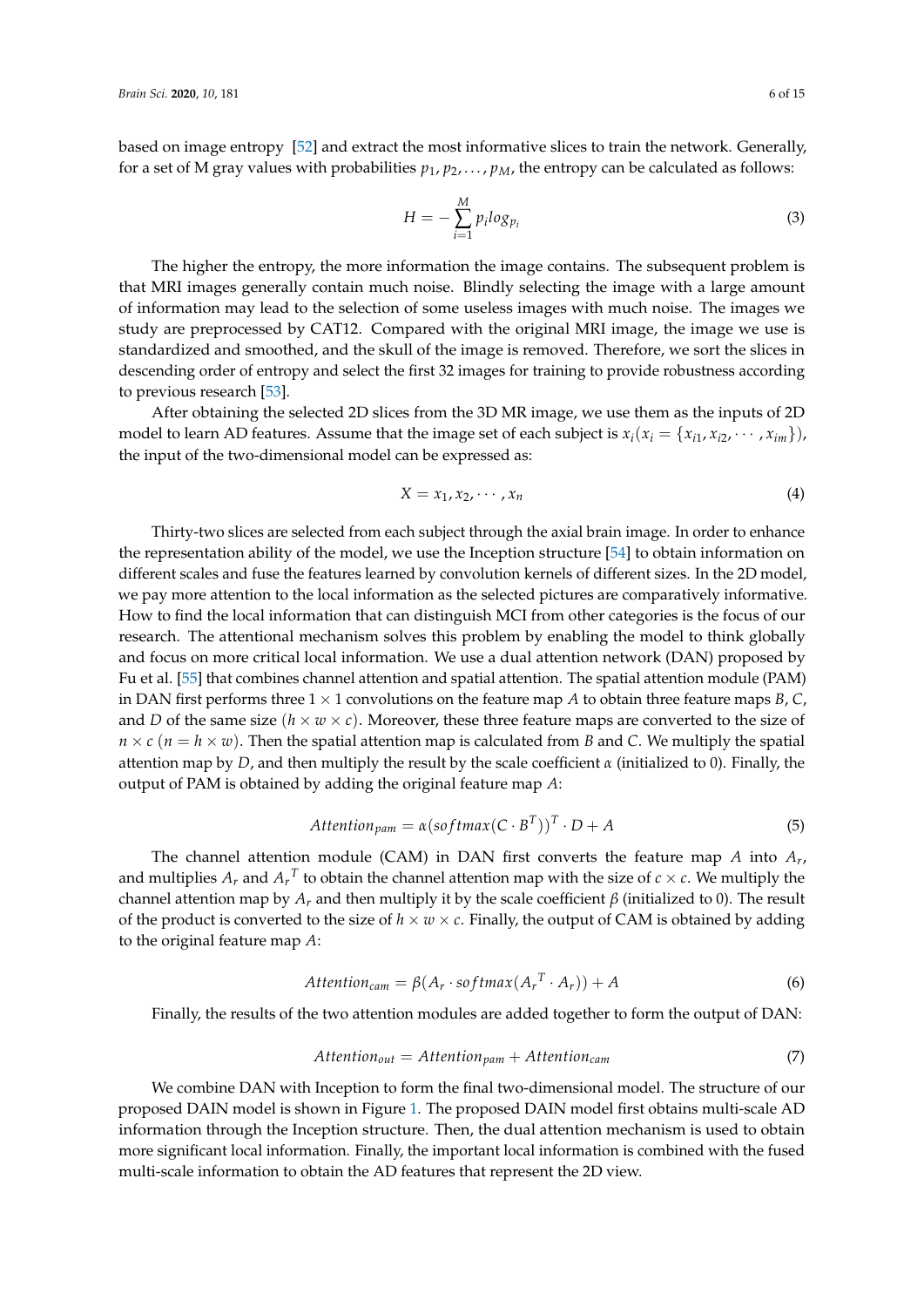based on image entropy [52] and extract the most informative slices to train the network. Generally, for a set of M gray values with probabilities $p_1, p_2, \ldots, p_M$, the entropy can be calculated as follows:

$$H = -\sum_{i=1}^{M} p_i log_{p_i} \tag{3}$$

The higher the entropy, the more information the image contains. The subsequent problem is that MRI images generally contain much noise. Blindly selecting the image with a large amount of information may lead to the selection of some useless images with much noise. The images we study are preprocessed by CAT12. Compared with the original MRI image, the image we use is standardized and smoothed, and the skull of the image is removed. Therefore, we sort the slices in descending order of entropy and select the first 32 images for training to provide robustness according to previous research [53].

After obtaining the selected 2D slices from the 3D MR image, we use them as the inputs of 2D model to learn AD features. Assume that the image set of each subject is $x_i (x_i = \{x_{i1}, x_{i2}, \cdots, x_{im}\})$, the input of the two-dimensional model can be expressed as:

$$X = x_1, x_2, \cdots, x_n \tag{4}$$

Thirty-two slices are selected from each subject through the axial brain image. In order to enhance the representation ability of the model, we use the Inception structure [54] to obtain information on different scales and fuse the features learned by convolution kernels of different sizes. In the 2D model, we pay more attention to the local information as the selected pictures are comparatively informative. How to find the local information that can distinguish MCI from other categories is the focus of our research. The attentional mechanism solves this problem by enabling the model to think globally and focus on more critical local information. We use a dual attention network (DAN) proposed by Fu et al. [55] that combines channel attention and spatial attention. The spatial attention module (PAM) in DAN first performs three $1 \times 1$ convolutions on the feature map $A$ to obtain three feature maps $B$, $C$, and $D$ of the same size $(h \times w \times c)$. Moreover, these three feature maps are converted to the size of $n \times c$ $(n = h \times w)$. Then the spatial attention map is calculated from $B$ and $C$. We multiply the spatial attention map by $D$, and then multiply the result by the scale coefficient $\alpha$ (initialized to 0). Finally, the output of PAM is obtained by adding the original feature map $A$:

$$Attention_{pam} = \alpha(softmax(C \cdot B^T))^T \cdot D + A \tag{5}$$

The channel attention module (CAM) in DAN first converts the feature map $A$ into $A_r$, and multiplies $A_r$ and ${A_r}^T$ to obtain the channel attention map with the size of $c \times c$. We multiply the channel attention map by $A_r$ and then multiply it by the scale coefficient $\beta$ (initialized to 0). The result of the product is converted to the size of $h \times w \times c$. Finally, the output of CAM is obtained by adding to the original feature map $A$:

$$Attention_{cam} = \beta(A_r \cdot softmax({A_r}^T \cdot A_r)) + A \tag{6}$$

Finally, the results of the two attention modules are added together to form the output of DAN:

$$Attention_{out} = Attention_{pam} + Attention_{cam} \tag{7}$$

We combine DAN with Inception to form the final two-dimensional model. The structure of our proposed DAIN model is shown in Figure 1. The proposed DAIN model first obtains multi-scale AD information through the Inception structure. Then, the dual attention mechanism is used to obtain more significant local information. Finally, the important local information is combined with the fused multi-scale information to obtain the AD features that represent the 2D view.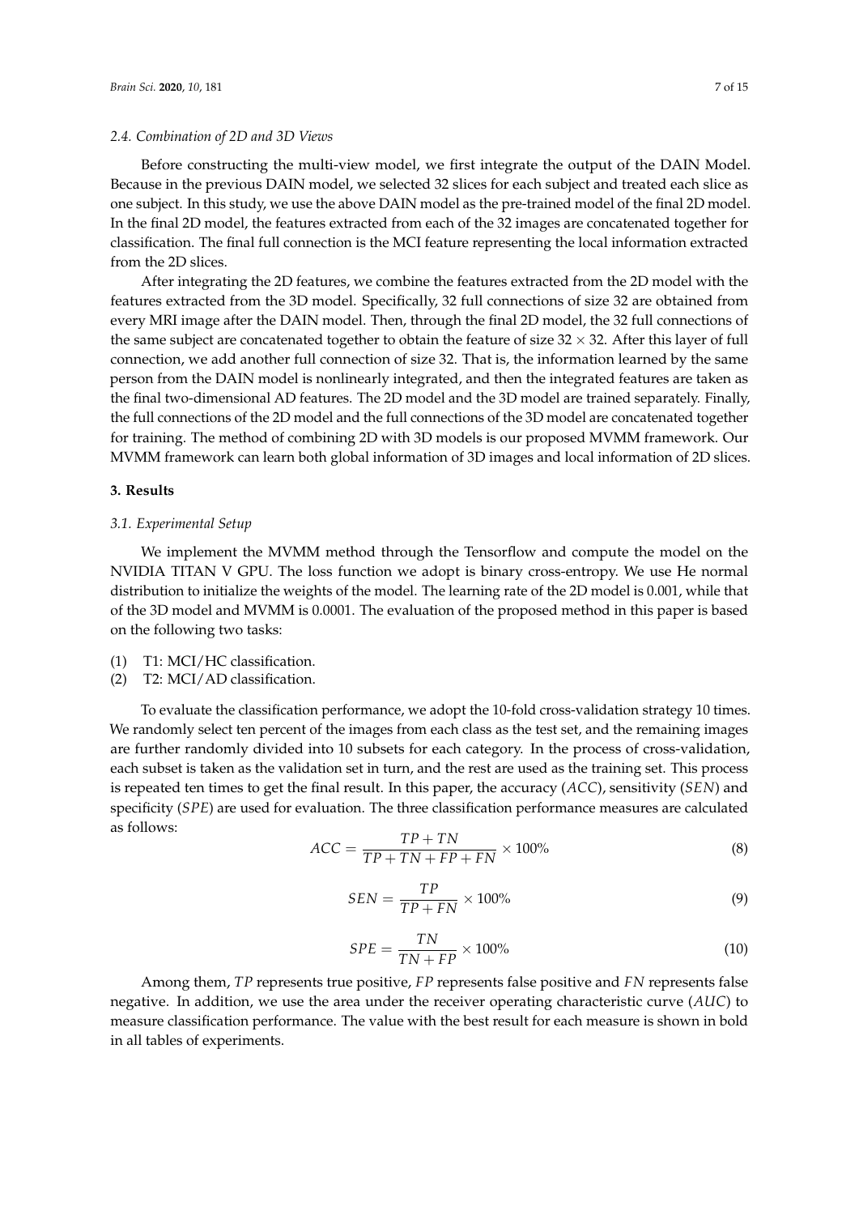### 2.4. Combination of 2D and 3D Views

Before constructing the multi-view model, we first integrate the output of the DAIN Model. Because in the previous DAIN model, we selected 32 slices for each subject and treated each slice as one subject. In this study, we use the above DAIN model as the pre-trained model of the final 2D model. In the final 2D model, the features extracted from each of the 32 images are concatenated together for classification. The final full connection is the MCI feature representing the local information extracted from the 2D slices.

After integrating the 2D features, we combine the features extracted from the 2D model with the features extracted from the 3D model. Specifically, 32 full connections of size 32 are obtained from every MRI image after the DAIN model. Then, through the final 2D model, the 32 full connections of the same subject are concatenated together to obtain the feature of size $32 \times 32$. After this layer of full connection, we add another full connection of size 32. That is, the information learned by the same person from the DAIN model is nonlinearly integrated, and then the integrated features are taken as the final two-dimensional AD features. The 2D model and the 3D model are trained separately. Finally, the full connections of the 2D model and the full connections of the 3D model are concatenated together for training. The method of combining 2D with 3D models is our proposed MVMM framework. Our MVMM framework can learn both global information of 3D images and local information of 2D slices.

## 3. Results

### 3.1. Experimental Setup

We implement the MVMM method through the Tensorflow and compute the model on the NVIDIA TITAN V GPU. The loss function we adopt is binary cross-entropy. We use He normal distribution to initialize the weights of the model. The learning rate of the 2D model is 0.001, while that of the 3D model and MVMM is 0.0001. The evaluation of the proposed method in this paper is based on the following two tasks:

(1) T1: MCI/HC classification.
(2) T2: MCI/AD classification.

To evaluate the classification performance, we adopt the 10-fold cross-validation strategy 10 times. We randomly select ten percent of the images from each class as the test set, and the remaining images are further randomly divided into 10 subsets for each category. In the process of cross-validation, each subset is taken as the validation set in turn, and the rest are used as the training set. This process is repeated ten times to get the final result. In this paper, the accuracy ($ACC$), sensitivity ($SEN$) and specificity ($SPE$) are used for evaluation. The three classification performance measures are calculated as follows:

$$ACC = \frac{TP + TN}{TP + TN + FP + FN} \times 100\% \tag{8}$$

$$SEN = \frac{TP}{TP + FN} \times 100\% \tag{9}$$

$$SPE = \frac{TN}{TN + FP} \times 100\% \tag{10}$$

Among them, $TP$ represents true positive, $FP$ represents false positive and $FN$ represents false negative. In addition, we use the area under the receiver operating characteristic curve ($AUC$) to measure classification performance. The value with the best result for each measure is shown in bold in all tables of experiments.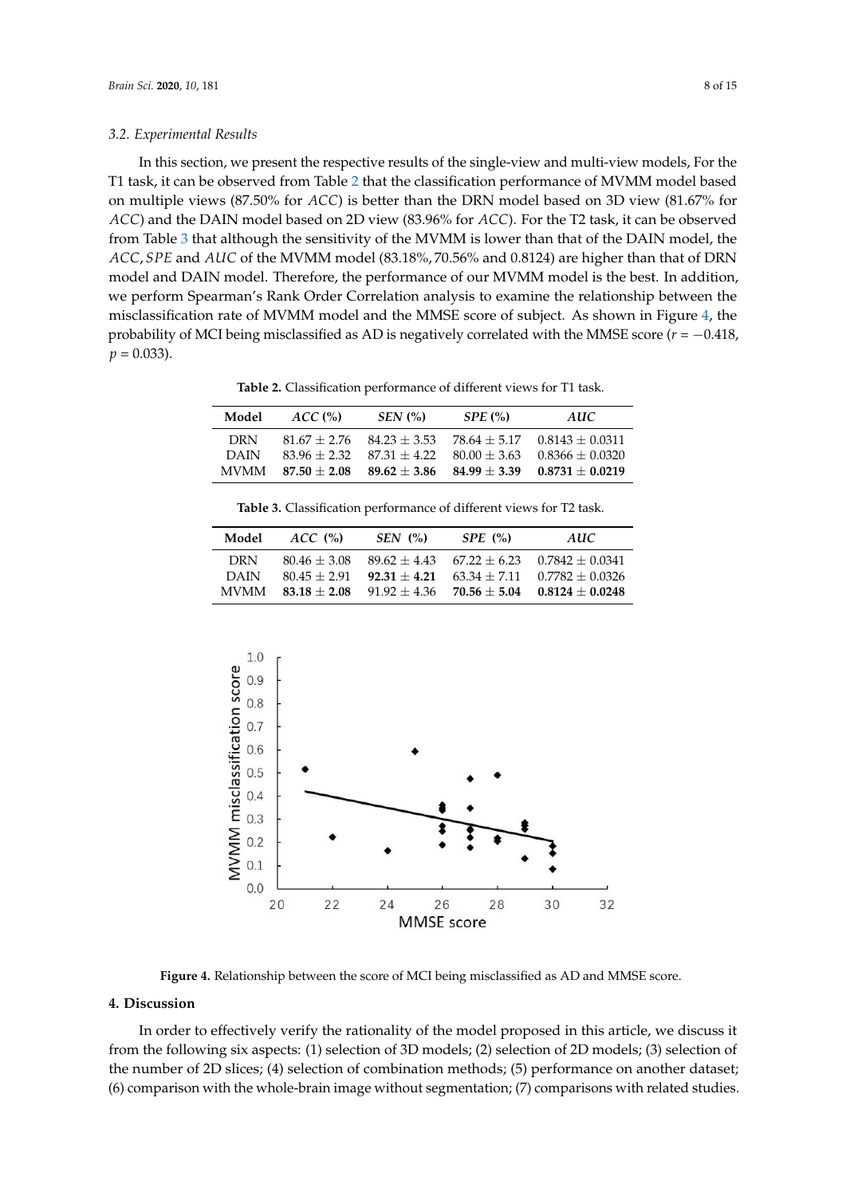### 3.2. Experimental Results

In this section, we present the respective results of the single-view and multi-view models, For the T1 task, it can be observed from Table 2 that the classification performance of MVMM model based on multiple views (87.50% for *ACC*) is better than the DRN model based on 3D view (81.67% for *ACC*) and the DAIN model based on 2D view (83.96% for *ACC*). For the T2 task, it can be observed from Table 3 that although the sensitivity of the MVMM is lower than that of the DAIN model, the *ACC*, *SPE* and *AUC* of the MVMM model (83.18%, 70.56% and 0.8124) are higher than that of DRN model and DAIN model. Therefore, the performance of our MVMM model is the best. In addition, we perform Spearman's Rank Order Correlation analysis to examine the relationship between the misclassification rate of MVMM model and the MMSE score of subject. As shown in Figure 4, the probability of MCI being misclassified as AD is negatively correlated with the MMSE score ($r = -0.418$, $p = 0.033$).

**Table 2.** Classification performance of different views for T1 task.

| Model | *ACC* (%) | *SEN* (%) | *SPE* (%) | *AUC* |
|---|---|---|---|---|
| DRN | 81.67 ± 2.76 | 84.23 ± 3.53 | 78.64 ± 5.17 | 0.8143 ± 0.0311 |
| DAIN | 83.96 ± 2.32 | 87.31 ± 4.22 | 80.00 ± 3.63 | 0.8366 ± 0.0320 |
| MVMM | **87.50 ± 2.08** | **89.62 ± 3.86** | **84.99 ± 3.39** | **0.8731 ± 0.0219** |

**Table 3.** Classification performance of different views for T2 task.

| Model | *ACC* (%) | *SEN* (%) | *SPE* (%) | *AUC* |
|---|---|---|---|---|
| DRN | 80.46 ± 3.08 | 89.62 ± 4.43 | 67.22 ± 6.23 | 0.7842 ± 0.0341 |
| DAIN | 80.45 ± 2.91 | **92.31 ± 4.21** | 63.34 ± 7.11 | 0.7782 ± 0.0326 |
| MVMM | **83.18 ± 2.08** | 91.92 ± 4.36 | **70.56 ± 5.04** | **0.8124 ± 0.0248** |

**Figure 4.** Relationship between the score of MCI being misclassified as AD and MMSE score.

## 4. Discussion

In order to effectively verify the rationality of the model proposed in this article, we discuss it from the following six aspects: (1) selection of 3D models; (2) selection of 2D models; (3) selection of the number of 2D slices; (4) selection of combination methods; (5) performance on another dataset; (6) comparison with the whole-brain image without segmentation; (7) comparisons with related studies.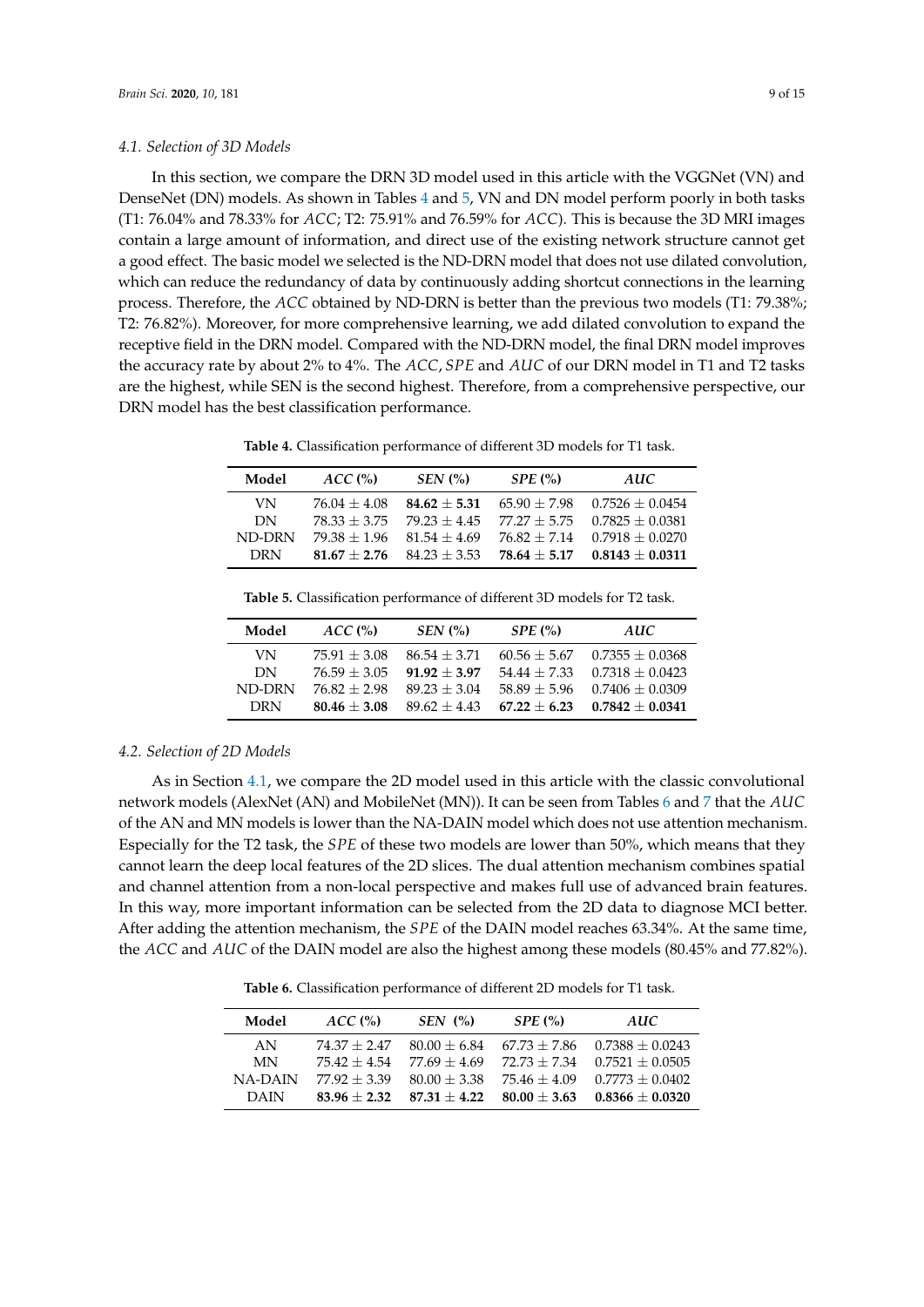### 4.1. Selection of 3D Models

In this section, we compare the DRN 3D model used in this article with the VGGNet (VN) and DenseNet (DN) models. As shown in Tables 4 and 5, VN and DN model perform poorly in both tasks (T1: 76.04% and 78.33% for *ACC*; T2: 75.91% and 76.59% for *ACC*). This is because the 3D MRI images contain a large amount of information, and direct use of the existing network structure cannot get a good effect. The basic model we selected is the ND-DRN model that does not use dilated convolution, which can reduce the redundancy of data by continuously adding shortcut connections in the learning process. Therefore, the *ACC* obtained by ND-DRN is better than the previous two models (T1: 79.38%; T2: 76.82%). Moreover, for more comprehensive learning, we add dilated convolution to expand the receptive field in the DRN model. Compared with the ND-DRN model, the final DRN model improves the accuracy rate by about 2% to 4%. The *ACC*, *SPE* and *AUC* of our DRN model in T1 and T2 tasks are the highest, while SEN is the second highest. Therefore, from a comprehensive perspective, our DRN model has the best classification performance.

**Table 4.** Classification performance of different 3D models for T1 task.

| Model | *ACC* (%) | *SEN* (%) | *SPE* (%) | *AUC* |
|---|---|---|---|---|
| VN | 76.04 ± 4.08 | **84.62 ± 5.31** | 65.90 ± 7.98 | 0.7526 ± 0.0454 |
| DN | 78.33 ± 3.75 | 79.23 ± 4.45 | 77.27 ± 5.75 | 0.7825 ± 0.0381 |
| ND-DRN | 79.38 ± 1.96 | 81.54 ± 4.69 | 76.82 ± 7.14 | 0.7918 ± 0.0270 |
| DRN | **81.67 ± 2.76** | 84.23 ± 3.53 | **78.64 ± 5.17** | **0.8143 ± 0.0311** |

**Table 5.** Classification performance of different 3D models for T2 task.

| Model | *ACC* (%) | *SEN* (%) | *SPE* (%) | *AUC* |
|---|---|---|---|---|
| VN | 75.91 ± 3.08 | 86.54 ± 3.71 | 60.56 ± 5.67 | 0.7355 ± 0.0368 |
| DN | 76.59 ± 3.05 | **91.92 ± 3.97** | 54.44 ± 7.33 | 0.7318 ± 0.0423 |
| ND-DRN | 76.82 ± 2.98 | 89.23 ± 3.04 | 58.89 ± 5.96 | 0.7406 ± 0.0309 |
| DRN | **80.46 ± 3.08** | 89.62 ± 4.43 | **67.22 ± 6.23** | **0.7842 ± 0.0341** |

### 4.2. Selection of 2D Models

As in Section 4.1, we compare the 2D model used in this article with the classic convolutional network models (AlexNet (AN) and MobileNet (MN)). It can be seen from Tables 6 and 7 that the *AUC* of the AN and MN models is lower than the NA-DAIN model which does not use attention mechanism. Especially for the T2 task, the *SPE* of these two models are lower than 50%, which means that they cannot learn the deep local features of the 2D slices. The dual attention mechanism combines spatial and channel attention from a non-local perspective and makes full use of advanced brain features. In this way, more important information can be selected from the 2D data to diagnose MCI better. After adding the attention mechanism, the *SPE* of the DAIN model reaches 63.34%. At the same time, the *ACC* and *AUC* of the DAIN model are also the highest among these models (80.45% and 77.82%).

**Table 6.** Classification performance of different 2D models for T1 task.

| Model | *ACC* (%) | *SEN* (%) | *SPE* (%) | *AUC* |
|---|---|---|---|---|
| AN | 74.37 ± 2.47 | 80.00 ± 6.84 | 67.73 ± 7.86 | 0.7388 ± 0.0243 |
| MN | 75.42 ± 4.54 | 77.69 ± 4.69 | 72.73 ± 7.34 | 0.7521 ± 0.0505 |
| NA-DAIN | 77.92 ± 3.39 | 80.00 ± 3.38 | 75.46 ± 4.09 | 0.7773 ± 0.0402 |
| DAIN | **83.96 ± 2.32** | **87.31 ± 4.22** | **80.00 ± 3.63** | **0.8366 ± 0.0320** |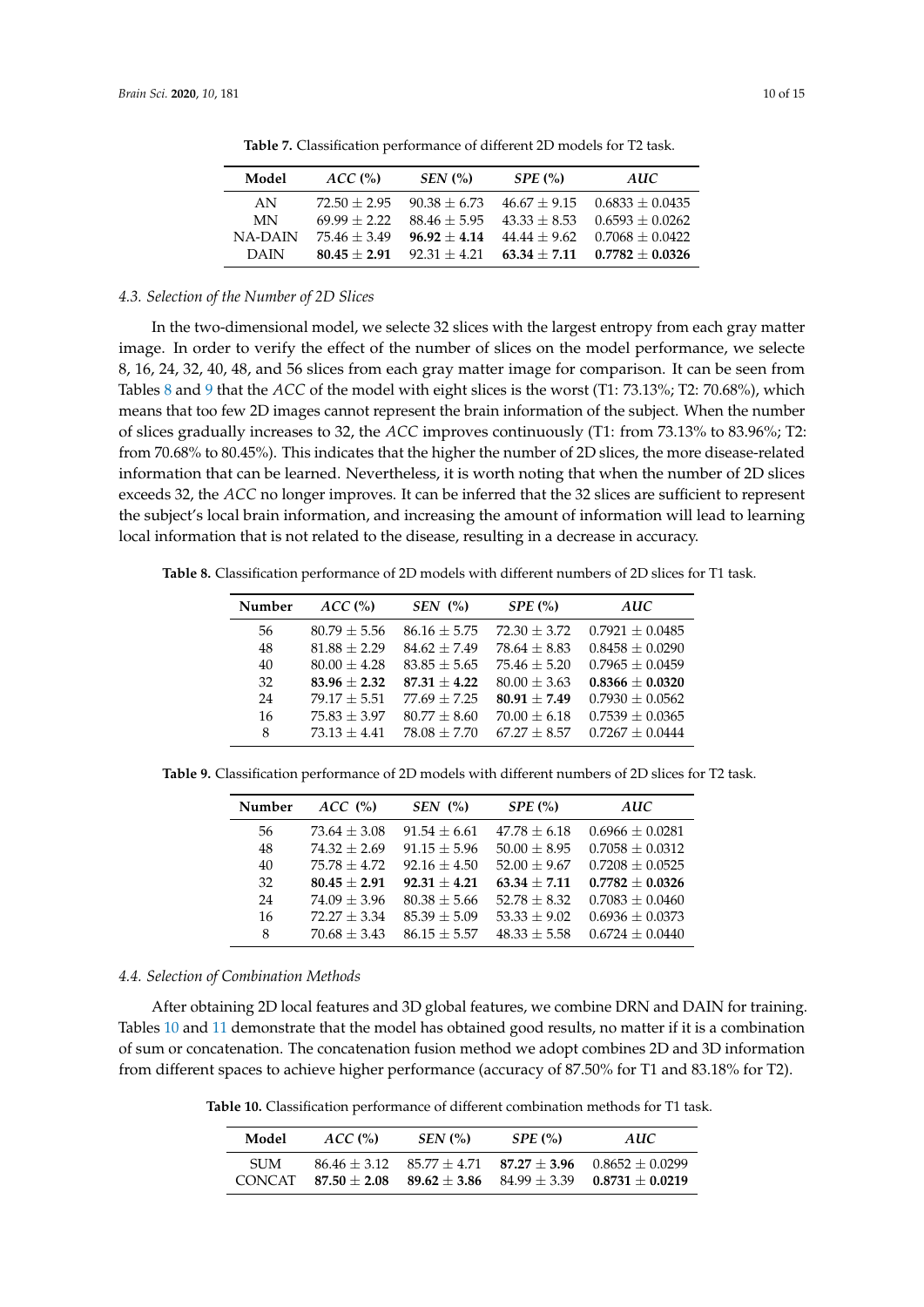**Table 7.** Classification performance of different 2D models for T2 task.

| Model | *ACC* (%) | *SEN* (%) | *SPE* (%) | *AUC* |
|---|---|---|---|---|
| AN | 72.50 ± 2.95 | 90.38 ± 6.73 | 46.67 ± 9.15 | 0.6833 ± 0.0435 |
| MN | 69.99 ± 2.22 | 88.46 ± 5.95 | 43.33 ± 8.53 | 0.6593 ± 0.0262 |
| NA-DAIN | 75.46 ± 3.49 | **96.92 ± 4.14** | 44.44 ± 9.62 | 0.7068 ± 0.0422 |
| DAIN | **80.45 ± 2.91** | 92.31 ± 4.21 | **63.34 ± 7.11** | **0.7782 ± 0.0326** |

### *4.3. Selection of the Number of 2D Slices*

In the two-dimensional model, we selecte 32 slices with the largest entropy from each gray matter image. In order to verify the effect of the number of slices on the model performance, we selecte 8, 16, 24, 32, 40, 48, and 56 slices from each gray matter image for comparison. It can be seen from Tables 8 and 9 that the *ACC* of the model with eight slices is the worst (T1: 73.13%; T2: 70.68%), which means that too few 2D images cannot represent the brain information of the subject. When the number of slices gradually increases to 32, the *ACC* improves continuously (T1: from 73.13% to 83.96%; T2: from 70.68% to 80.45%). This indicates that the higher the number of 2D slices, the more disease-related information that can be learned. Nevertheless, it is worth noting that when the number of 2D slices exceeds 32, the *ACC* no longer improves. It can be inferred that the 32 slices are sufficient to represent the subject's local brain information, and increasing the amount of information will lead to learning local information that is not related to the disease, resulting in a decrease in accuracy.

**Table 8.** Classification performance of 2D models with different numbers of 2D slices for T1 task.

| Number | *ACC* (%) | *SEN* (%) | *SPE* (%) | *AUC* |
|---|---|---|---|---|
| 56 | 80.79 ± 5.56 | 86.16 ± 5.75 | 72.30 ± 3.72 | 0.7921 ± 0.0485 |
| 48 | 81.88 ± 2.29 | 84.62 ± 7.49 | 78.64 ± 8.83 | 0.8458 ± 0.0290 |
| 40 | 80.00 ± 4.28 | 83.85 ± 5.65 | 75.46 ± 5.20 | 0.7965 ± 0.0459 |
| 32 | **83.96 ± 2.32** | **87.31 ± 4.22** | 80.00 ± 3.63 | **0.8366 ± 0.0320** |
| 24 | 79.17 ± 5.51 | 77.69 ± 7.25 | **80.91 ± 7.49** | 0.7930 ± 0.0562 |
| 16 | 75.83 ± 3.97 | 80.77 ± 8.60 | 70.00 ± 6.18 | 0.7539 ± 0.0365 |
| 8 | 73.13 ± 4.41 | 78.08 ± 7.70 | 67.27 ± 8.57 | 0.7267 ± 0.0444 |

**Table 9.** Classification performance of 2D models with different numbers of 2D slices for T2 task.

| Number | *ACC* (%) | *SEN* (%) | *SPE* (%) | *AUC* |
|---|---|---|---|---|
| 56 | 73.64 ± 3.08 | 91.54 ± 6.61 | 47.78 ± 6.18 | 0.6966 ± 0.0281 |
| 48 | 74.32 ± 2.69 | 91.15 ± 5.96 | 50.00 ± 8.95 | 0.7058 ± 0.0312 |
| 40 | 75.78 ± 4.72 | 92.16 ± 4.50 | 52.00 ± 9.67 | 0.7208 ± 0.0525 |
| 32 | **80.45 ± 2.91** | **92.31 ± 4.21** | **63.34 ± 7.11** | **0.7782 ± 0.0326** |
| 24 | 74.09 ± 3.96 | 80.38 ± 5.66 | 52.78 ± 8.32 | 0.7083 ± 0.0460 |
| 16 | 72.27 ± 3.34 | 85.39 ± 5.09 | 53.33 ± 9.02 | 0.6936 ± 0.0373 |
| 8 | 70.68 ± 3.43 | 86.15 ± 5.57 | 48.33 ± 5.58 | 0.6724 ± 0.0440 |

### *4.4. Selection of Combination Methods*

After obtaining 2D local features and 3D global features, we combine DRN and DAIN for training. Tables 10 and 11 demonstrate that the model has obtained good results, no matter if it is a combination of sum or concatenation. The concatenation fusion method we adopt combines 2D and 3D information from different spaces to achieve higher performance (accuracy of 87.50% for T1 and 83.18% for T2).

**Table 10.** Classification performance of different combination methods for T1 task.

| Model | *ACC* (%) | *SEN* (%) | *SPE* (%) | *AUC* |
|---|---|---|---|---|
| SUM | 86.46 ± 3.12 | 85.77 ± 4.71 | **87.27 ± 3.96** | 0.8652 ± 0.0299 |
| CONCAT | **87.50 ± 2.08** | **89.62 ± 3.86** | 84.99 ± 3.39 | **0.8731 ± 0.0219** |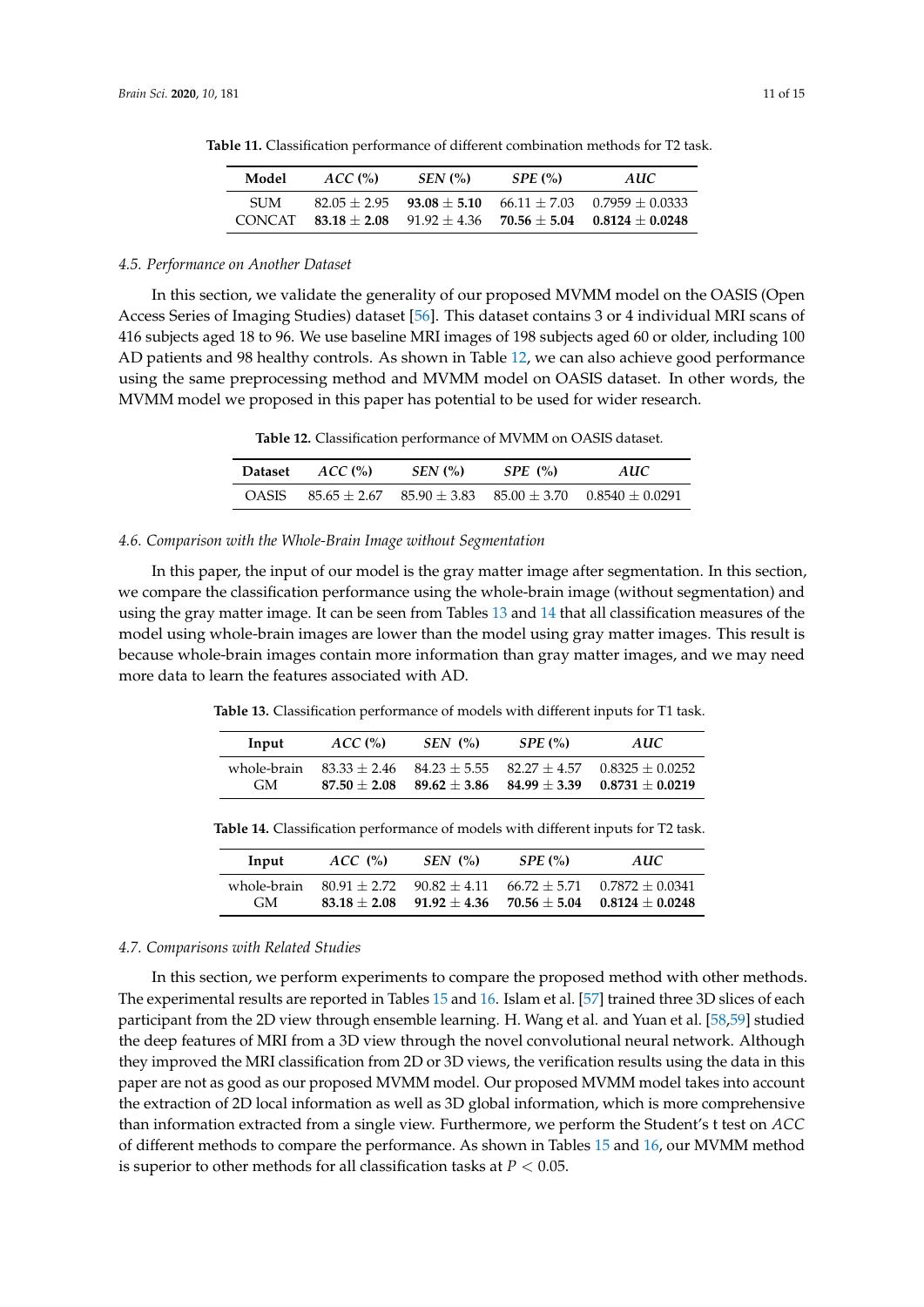**Table 11.** Classification performance of different combination methods for T2 task.

| Model | *ACC* (%) | *SEN* (%) | *SPE* (%) | *AUC* |
|---|---|---|---|---|
| SUM | $82.05 \pm 2.95$ | $\mathbf{93.08 \pm 5.10}$ | $66.11 \pm 7.03$ | $0.7959 \pm 0.0333$ |
| CONCAT | $\mathbf{83.18 \pm 2.08}$ | $91.92 \pm 4.36$ | $\mathbf{70.56 \pm 5.04}$ | $\mathbf{0.8124 \pm 0.0248}$ |

### *4.5. Performance on Another Dataset*

In this section, we validate the generality of our proposed MVMM model on the OASIS (Open Access Series of Imaging Studies) dataset [56]. This dataset contains 3 or 4 individual MRI scans of 416 subjects aged 18 to 96. We use baseline MRI images of 198 subjects aged 60 or older, including 100 AD patients and 98 healthy controls. As shown in Table 12, we can also achieve good performance using the same preprocessing method and MVMM model on OASIS dataset. In other words, the MVMM model we proposed in this paper has potential to be used for wider research.

**Table 12.** Classification performance of MVMM on OASIS dataset.

| Dataset | *ACC* (%) | *SEN* (%) | *SPE* (%) | *AUC* |
|---|---|---|---|---|
| OASIS | $85.65 \pm 2.67$ | $85.90 \pm 3.83$ | $85.00 \pm 3.70$ | $0.8540 \pm 0.0291$ |

### *4.6. Comparison with the Whole-Brain Image without Segmentation*

In this paper, the input of our model is the gray matter image after segmentation. In this section, we compare the classification performance using the whole-brain image (without segmentation) and using the gray matter image. It can be seen from Tables 13 and 14 that all classification measures of the model using whole-brain images are lower than the model using gray matter images. This result is because whole-brain images contain more information than gray matter images, and we may need more data to learn the features associated with AD.

**Table 13.** Classification performance of models with different inputs for T1 task.

| Input | *ACC* (%) | *SEN* (%) | *SPE* (%) | *AUC* |
|---|---|---|---|---|
| whole-brain | $83.33 \pm 2.46$ | $84.23 \pm 5.55$ | $82.27 \pm 4.57$ | $0.8325 \pm 0.0252$ |
| GM | $\mathbf{87.50 \pm 2.08}$ | $\mathbf{89.62 \pm 3.86}$ | $\mathbf{84.99 \pm 3.39}$ | $\mathbf{0.8731 \pm 0.0219}$ |

**Table 14.** Classification performance of models with different inputs for T2 task.

| Input | *ACC* (%) | *SEN* (%) | *SPE* (%) | *AUC* |
|---|---|---|---|---|
| whole-brain | $80.91 \pm 2.72$ | $90.82 \pm 4.11$ | $66.72 \pm 5.71$ | $0.7872 \pm 0.0341$ |
| GM | $\mathbf{83.18 \pm 2.08}$ | $\mathbf{91.92 \pm 4.36}$ | $\mathbf{70.56 \pm 5.04}$ | $\mathbf{0.8124 \pm 0.0248}$ |

### *4.7. Comparisons with Related Studies*

In this section, we perform experiments to compare the proposed method with other methods. The experimental results are reported in Tables 15 and 16. Islam et al. [57] trained three 3D slices of each participant from the 2D view through ensemble learning. H. Wang et al. and Yuan et al. [58,59] studied the deep features of MRI from a 3D view through the novel convolutional neural network. Although they improved the MRI classification from 2D or 3D views, the verification results using the data in this paper are not as good as our proposed MVMM model. Our proposed MVMM model takes into account the extraction of 2D local information as well as 3D global information, which is more comprehensive than information extracted from a single view. Furthermore, we perform the Student's t test on *ACC* of different methods to compare the performance. As shown in Tables 15 and 16, our MVMM method is superior to other methods for all classification tasks at $P < 0.05$.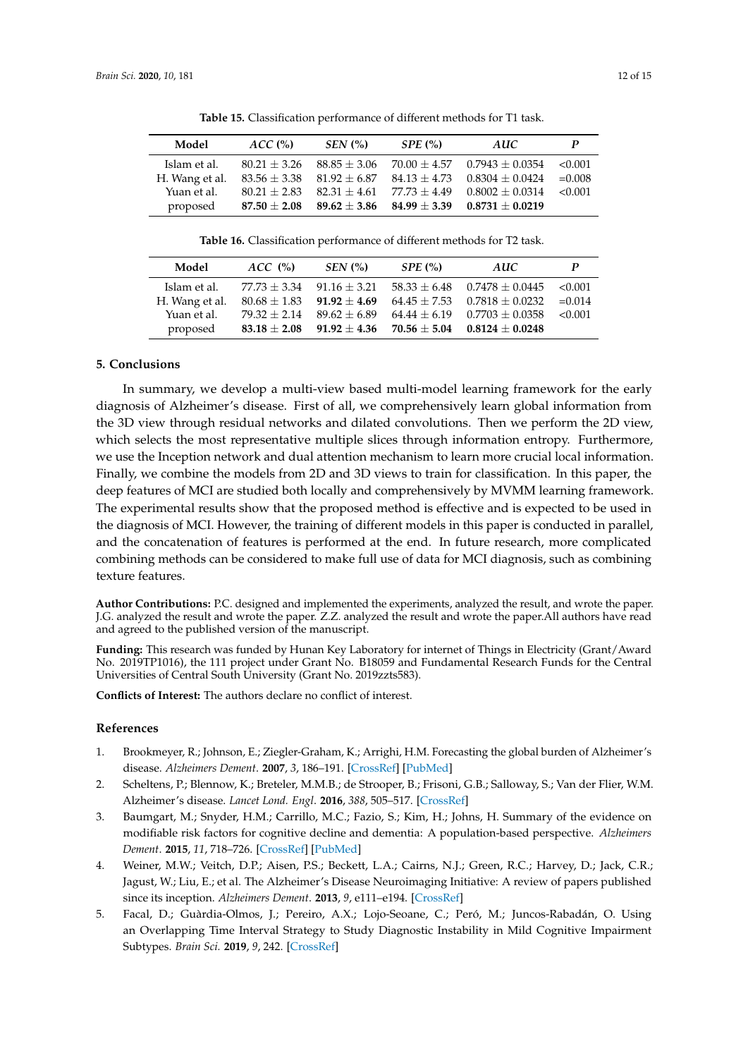**Table 15.** Classification performance of different methods for T1 task.

| Model | *ACC* (%) | *SEN* (%) | *SPE* (%) | *AUC* | *P* |
|---|---|---|---|---|---|
| Islam et al. | $80.21 \pm 3.26$ | $88.85 \pm 3.06$ | $70.00 \pm 4.57$ | $0.7943 \pm 0.0354$ | <0.001 |
| H. Wang et al. | $83.56 \pm 3.38$ | $81.92 \pm 6.87$ | $84.13 \pm 4.73$ | $0.8304 \pm 0.0424$ | =0.008 |
| Yuan et al. | $80.21 \pm 2.83$ | $82.31 \pm 4.61$ | $77.73 \pm 4.49$ | $0.8002 \pm 0.0314$ | <0.001 |
| proposed | $\mathbf{87.50 \pm 2.08}$ | $\mathbf{89.62 \pm 3.86}$ | $\mathbf{84.99 \pm 3.39}$ | $\mathbf{0.8731 \pm 0.0219}$ | |

**Table 16.** Classification performance of different methods for T2 task.

| Model | *ACC* (%) | *SEN* (%) | *SPE* (%) | *AUC* | *P* |
|---|---|---|---|---|---|
| Islam et al. | $77.73 \pm 3.34$ | $91.16 \pm 3.21$ | $58.33 \pm 6.48$ | $0.7478 \pm 0.0445$ | <0.001 |
| H. Wang et al. | $80.68 \pm 1.83$ | $\mathbf{91.92 \pm 4.69}$ | $64.45 \pm 7.53$ | $0.7818 \pm 0.0232$ | =0.014 |
| Yuan et al. | $79.32 \pm 2.14$ | $89.62 \pm 6.89$ | $64.44 \pm 6.19$ | $0.7703 \pm 0.0358$ | <0.001 |
| proposed | $\mathbf{83.18 \pm 2.08}$ | $\mathbf{91.92 \pm 4.36}$ | $\mathbf{70.56 \pm 5.04}$ | $\mathbf{0.8124 \pm 0.0248}$ | |

## 5. Conclusions

In summary, we develop a multi-view based multi-model learning framework for the early diagnosis of Alzheimer's disease. First of all, we comprehensively learn global information from the 3D view through residual networks and dilated convolutions. Then we perform the 2D view, which selects the most representative multiple slices through information entropy. Furthermore, we use the Inception network and dual attention mechanism to learn more crucial local information. Finally, we combine the models from 2D and 3D views to train for classification. In this paper, the deep features of MCI are studied both locally and comprehensively by MVMM learning framework. The experimental results show that the proposed method is effective and is expected to be used in the diagnosis of MCI. However, the training of different models in this paper is conducted in parallel, and the concatenation of features is performed at the end. In future research, more complicated combining methods can be considered to make full use of data for MCI diagnosis, such as combining texture features.

**Author Contributions:** P.C. designed and implemented the experiments, analyzed the result, and wrote the paper. J.G. analyzed the result and wrote the paper. Z.Z. analyzed the result and wrote the paper.All authors have read and agreed to the published version of the manuscript.

**Funding:** This research was funded by Hunan Key Laboratory for internet of Things in Electricity (Grant/Award No. 2019TP1016), the 111 project under Grant No. B18059 and Fundamental Research Funds for the Central Universities of Central South University (Grant No. 2019zzts583).

**Conflicts of Interest:** The authors declare no conflict of interest.

## References

1. Brookmeyer, R.; Johnson, E.; Ziegler-Graham, K.; Arrighi, H.M. Forecasting the global burden of Alzheimer's disease. *Alzheimers Dement.* **2007**, *3*, 186–191. [CrossRef] [PubMed]
2. Scheltens, P.; Blennow, K.; Breteler, M.M.B.; de Strooper, B.; Frisoni, G.B.; Salloway, S.; Van der Flier, W.M. Alzheimer's disease. *Lancet Lond. Engl.* **2016**, *388*, 505–517. [CrossRef]
3. Baumgart, M.; Snyder, H.M.; Carrillo, M.C.; Fazio, S.; Kim, H.; Johns, H. Summary of the evidence on modifiable risk factors for cognitive decline and dementia: A population-based perspective. *Alzheimers Dement.* **2015**, *11*, 718–726. [CrossRef] [PubMed]
4. Weiner, M.W.; Veitch, D.P.; Aisen, P.S.; Beckett, L.A.; Cairns, N.J.; Green, R.C.; Harvey, D.; Jack, C.R.; Jagust, W.; Liu, E.; et al. The Alzheimer's Disease Neuroimaging Initiative: A review of papers published since its inception. *Alzheimers Dement.* **2013**, *9*, e111–e194. [CrossRef]
5. Facal, D.; Guàrdia-Olmos, J.; Pereiro, A.X.; Lojo-Seoane, C.; Peró, M.; Juncos-Rabadán, O. Using an Overlapping Time Interval Strategy to Study Diagnostic Instability in Mild Cognitive Impairment Subtypes. *Brain Sci.* **2019**, *9*, 242. [CrossRef]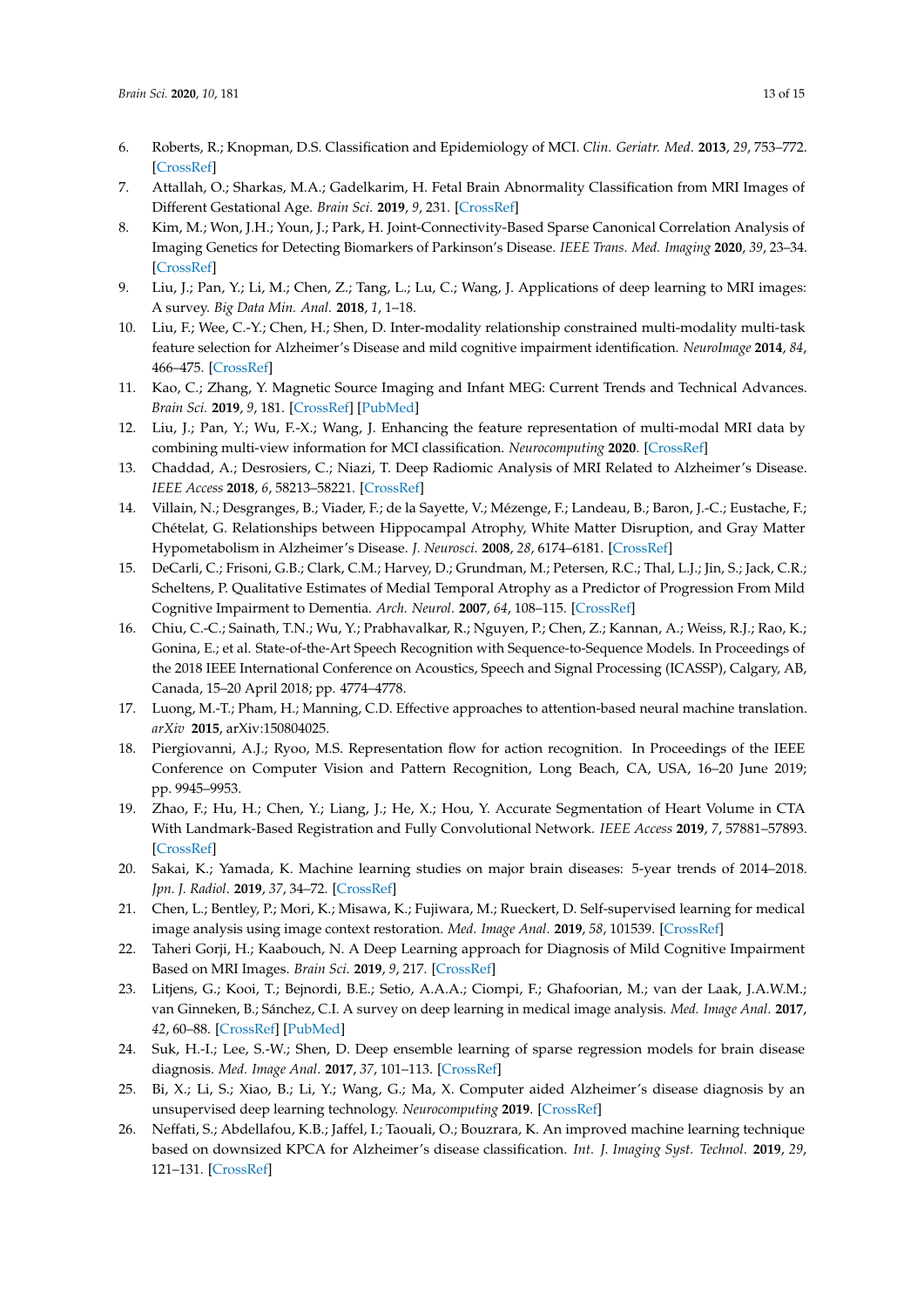6. Roberts, R.; Knopman, D.S. Classification and Epidemiology of MCI. *Clin. Geriatr. Med.* **2013**, *29*, 753–772. [CrossRef]
7. Attallah, O.; Sharkas, M.A.; Gadelkarim, H. Fetal Brain Abnormality Classification from MRI Images of Different Gestational Age. *Brain Sci.* **2019**, *9*, 231. [CrossRef]
8. Kim, M.; Won, J.H.; Youn, J.; Park, H. Joint-Connectivity-Based Sparse Canonical Correlation Analysis of Imaging Genetics for Detecting Biomarkers of Parkinson's Disease. *IEEE Trans. Med. Imaging* **2020**, *39*, 23–34. [CrossRef]
9. Liu, J.; Pan, Y.; Li, M.; Chen, Z.; Tang, L.; Lu, C.; Wang, J. Applications of deep learning to MRI images: A survey. *Big Data Min. Anal.* **2018**, *1*, 1–18.
10. Liu, F.; Wee, C.-Y.; Chen, H.; Shen, D. Inter-modality relationship constrained multi-modality multi-task feature selection for Alzheimer's Disease and mild cognitive impairment identification. *NeuroImage* **2014**, *84*, 466–475. [CrossRef]
11. Kao, C.; Zhang, Y. Magnetic Source Imaging and Infant MEG: Current Trends and Technical Advances. *Brain Sci.* **2019**, *9*, 181. [CrossRef] [PubMed]
12. Liu, J.; Pan, Y.; Wu, F.-X.; Wang, J. Enhancing the feature representation of multi-modal MRI data by combining multi-view information for MCI classification. *Neurocomputing* **2020**. [CrossRef]
13. Chaddad, A.; Desrosiers, C.; Niazi, T. Deep Radiomic Analysis of MRI Related to Alzheimer's Disease. *IEEE Access* **2018**, *6*, 58213–58221. [CrossRef]
14. Villain, N.; Desgranges, B.; Viader, F.; de la Sayette, V.; Mézenge, F.; Landeau, B.; Baron, J.-C.; Eustache, F.; Chételat, G. Relationships between Hippocampal Atrophy, White Matter Disruption, and Gray Matter Hypometabolism in Alzheimer's Disease. *J. Neurosci.* **2008**, *28*, 6174–6181. [CrossRef]
15. DeCarli, C.; Frisoni, G.B.; Clark, C.M.; Harvey, D.; Grundman, M.; Petersen, R.C.; Thal, L.J.; Jin, S.; Jack, C.R.; Scheltens, P. Qualitative Estimates of Medial Temporal Atrophy as a Predictor of Progression From Mild Cognitive Impairment to Dementia. *Arch. Neurol.* **2007**, *64*, 108–115. [CrossRef]
16. Chiu, C.-C.; Sainath, T.N.; Wu, Y.; Prabhavalkar, R.; Nguyen, P.; Chen, Z.; Kannan, A.; Weiss, R.J.; Rao, K.; Gonina, E.; et al. State-of-the-Art Speech Recognition with Sequence-to-Sequence Models. In Proceedings of the 2018 IEEE International Conference on Acoustics, Speech and Signal Processing (ICASSP), Calgary, AB, Canada, 15–20 April 2018; pp. 4774–4778.
17. Luong, M.-T.; Pham, H.; Manning, C.D. Effective approaches to attention-based neural machine translation. *arXiv* **2015**, arXiv:150804025.
18. Piergiovanni, A.J.; Ryoo, M.S. Representation flow for action recognition. In Proceedings of the IEEE Conference on Computer Vision and Pattern Recognition, Long Beach, CA, USA, 16–20 June 2019; pp. 9945–9953.
19. Zhao, F.; Hu, H.; Chen, Y.; Liang, J.; He, X.; Hou, Y. Accurate Segmentation of Heart Volume in CTA With Landmark-Based Registration and Fully Convolutional Network. *IEEE Access* **2019**, *7*, 57881–57893. [CrossRef]
20. Sakai, K.; Yamada, K. Machine learning studies on major brain diseases: 5-year trends of 2014–2018. *Jpn. J. Radiol.* **2019**, *37*, 34–72. [CrossRef]
21. Chen, L.; Bentley, P.; Mori, K.; Misawa, K.; Fujiwara, M.; Rueckert, D. Self-supervised learning for medical image analysis using image context restoration. *Med. Image Anal.* **2019**, *58*, 101539. [CrossRef]
22. Taheri Gorji, H.; Kaabouch, N. A Deep Learning approach for Diagnosis of Mild Cognitive Impairment Based on MRI Images. *Brain Sci.* **2019**, *9*, 217. [CrossRef]
23. Litjens, G.; Kooi, T.; Bejnordi, B.E.; Setio, A.A.A.; Ciompi, F.; Ghafoorian, M.; van der Laak, J.A.W.M.; van Ginneken, B.; Sánchez, C.I. A survey on deep learning in medical image analysis. *Med. Image Anal.* **2017**, *42*, 60–88. [CrossRef] [PubMed]
24. Suk, H.-I.; Lee, S.-W.; Shen, D. Deep ensemble learning of sparse regression models for brain disease diagnosis. *Med. Image Anal.* **2017**, *37*, 101–113. [CrossRef]
25. Bi, X.; Li, S.; Xiao, B.; Li, Y.; Wang, G.; Ma, X. Computer aided Alzheimer's disease diagnosis by an unsupervised deep learning technology. *Neurocomputing* **2019**. [CrossRef]
26. Neffati, S.; Abdellafou, K.B.; Jaffel, I.; Taouali, O.; Bouzrara, K. An improved machine learning technique based on downsized KPCA for Alzheimer's disease classification. *Int. J. Imaging Syst. Technol.* **2019**, *29*, 121–131. [CrossRef]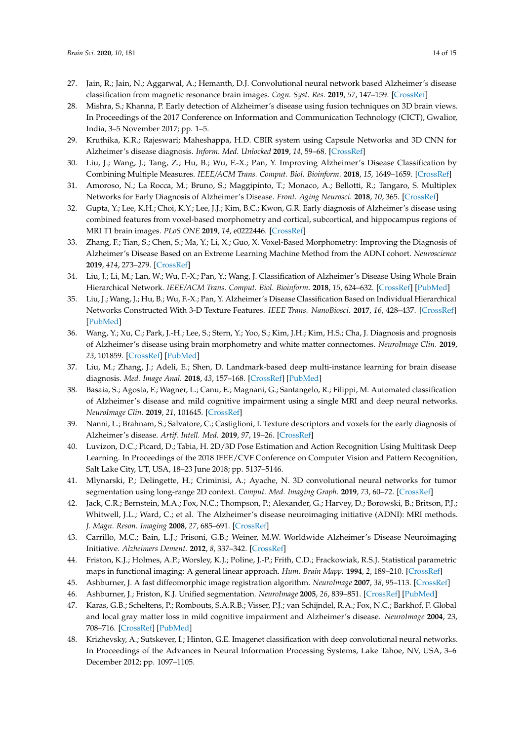27. Jain, R.; Jain, N.; Aggarwal, A.; Hemanth, D.J. Convolutional neural network based Alzheimer's disease classification from magnetic resonance brain images. *Cogn. Syst. Res.* **2019**, *57*, 147–159. [CrossRef]
28. Mishra, S.; Khanna, P. Early detection of Alzheimer's disease using fusion techniques on 3D brain views. In Proceedings of the 2017 Conference on Information and Communication Technology (CICT), Gwalior, India, 3–5 November 2017; pp. 1–5.
29. Kruthika, K.R.; Rajeswari; Maheshappa, H.D. CBIR system using Capsule Networks and 3D CNN for Alzheimer's disease diagnosis. *Inform. Med. Unlocked* **2019**, *14*, 59–68. [CrossRef]
30. Liu, J.; Wang, J.; Tang, Z.; Hu, B.; Wu, F.-X.; Pan, Y. Improving Alzheimer's Disease Classification by Combining Multiple Measures. *IEEE/ACM Trans. Comput. Biol. Bioinform.* **2018**, *15*, 1649–1659. [CrossRef]
31. Amoroso, N.; La Rocca, M.; Bruno, S.; Maggipinto, T.; Monaco, A.; Bellotti, R.; Tangaro, S. Multiplex Networks for Early Diagnosis of Alzheimer's Disease. *Front. Aging Neurosci.* **2018**, *10*, 365. [CrossRef]
32. Gupta, Y.; Lee, K.H.; Choi, K.Y.; Lee, J.J.; Kim, B.C.; Kwon, G.R. Early diagnosis of Alzheimer's disease using combined features from voxel-based morphometry and cortical, subcortical, and hippocampus regions of MRI T1 brain images. *PLoS ONE* **2019**, *14*, e0222446. [CrossRef]
33. Zhang, F.; Tian, S.; Chen, S.; Ma, Y.; Li, X.; Guo, X. Voxel-Based Morphometry: Improving the Diagnosis of Alzheimer's Disease Based on an Extreme Learning Machine Method from the ADNI cohort. *Neuroscience* **2019**, *414*, 273–279. [CrossRef]
34. Liu, J.; Li, M.; Lan, W.; Wu, F.-X.; Pan, Y.; Wang, J. Classification of Alzheimer's Disease Using Whole Brain Hierarchical Network. *IEEE/ACM Trans. Comput. Biol. Bioinform.* **2018**, *15*, 624–632. [CrossRef] [PubMed]
35. Liu, J.; Wang, J.; Hu, B.; Wu, F.-X.; Pan, Y. Alzheimer's Disease Classification Based on Individual Hierarchical Networks Constructed With 3-D Texture Features. *IEEE Trans. NanoBiosci.* **2017**, *16*, 428–437. [CrossRef] [PubMed]
36. Wang, Y.; Xu, C.; Park, J.-H.; Lee, S.; Stern, Y.; Yoo, S.; Kim, J.H.; Kim, H.S.; Cha, J. Diagnosis and prognosis of Alzheimer's disease using brain morphometry and white matter connectomes. *NeuroImage Clin.* **2019**, *23*, 101859. [CrossRef] [PubMed]
37. Liu, M.; Zhang, J.; Adeli, E.; Shen, D. Landmark-based deep multi-instance learning for brain disease diagnosis. *Med. Image Anal.* **2018**, *43*, 157–168. [CrossRef] [PubMed]
38. Basaia, S.; Agosta, F.; Wagner, L.; Canu, E.; Magnani, G.; Santangelo, R.; Filippi, M. Automated classification of Alzheimer's disease and mild cognitive impairment using a single MRI and deep neural networks. *NeuroImage Clin.* **2019**, *21*, 101645. [CrossRef]
39. Nanni, L.; Brahnam, S.; Salvatore, C.; Castiglioni, I. Texture descriptors and voxels for the early diagnosis of Alzheimer's disease. *Artif. Intell. Med.* **2019**, *97*, 19–26. [CrossRef]
40. Luvizon, D.C.; Picard, D.; Tabia, H. 2D/3D Pose Estimation and Action Recognition Using Multitask Deep Learning. In Proceedings of the 2018 IEEE/CVF Conference on Computer Vision and Pattern Recognition, Salt Lake City, UT, USA, 18–23 June 2018; pp. 5137–5146.
41. Mlynarski, P.; Delingette, H.; Criminisi, A.; Ayache, N. 3D convolutional neural networks for tumor segmentation using long-range 2D context. *Comput. Med. Imaging Graph.* **2019**, *73*, 60–72. [CrossRef]
42. Jack, C.R.; Bernstein, M.A.; Fox, N.C.; Thompson, P.; Alexander, G.; Harvey, D.; Borowski, B.; Britson, P.J.; Whitwell, J.L.; Ward, C.; et al. The Alzheimer's disease neuroimaging initiative (ADNI): MRI methods. *J. Magn. Reson. Imaging* **2008**, *27*, 685–691. [CrossRef]
43. Carrillo, M.C.; Bain, L.J.; Frisoni, G.B.; Weiner, M.W. Worldwide Alzheimer's Disease Neuroimaging Initiative. *Alzheimers Dement.* **2012**, *8*, 337–342. [CrossRef]
44. Friston, K.J.; Holmes, A.P.; Worsley, K.J.; Poline, J.-P.; Frith, C.D.; Frackowiak, R.S.J. Statistical parametric maps in functional imaging: A general linear approach. *Hum. Brain Mapp.* **1994**, *2*, 189–210. [CrossRef]
45. Ashburner, J. A fast diffeomorphic image registration algorithm. *NeuroImage* **2007**, *38*, 95–113. [CrossRef]
46. Ashburner, J.; Friston, K.J. Unified segmentation. *NeuroImage* **2005**, *26*, 839–851. [CrossRef] [PubMed]
47. Karas, G.B.; Scheltens, P.; Rombouts, S.A.R.B.; Visser, P.J.; van Schijndel, R.A.; Fox, N.C.; Barkhof, F. Global and local gray matter loss in mild cognitive impairment and Alzheimer's disease. *NeuroImage* **2004**, 23, 708–716. [CrossRef] [PubMed]
48. Krizhevsky, A.; Sutskever, I.; Hinton, G.E. Imagenet classification with deep convolutional neural networks. In Proceedings of the Advances in Neural Information Processing Systems, Lake Tahoe, NV, USA, 3–6 December 2012; pp. 1097–1105.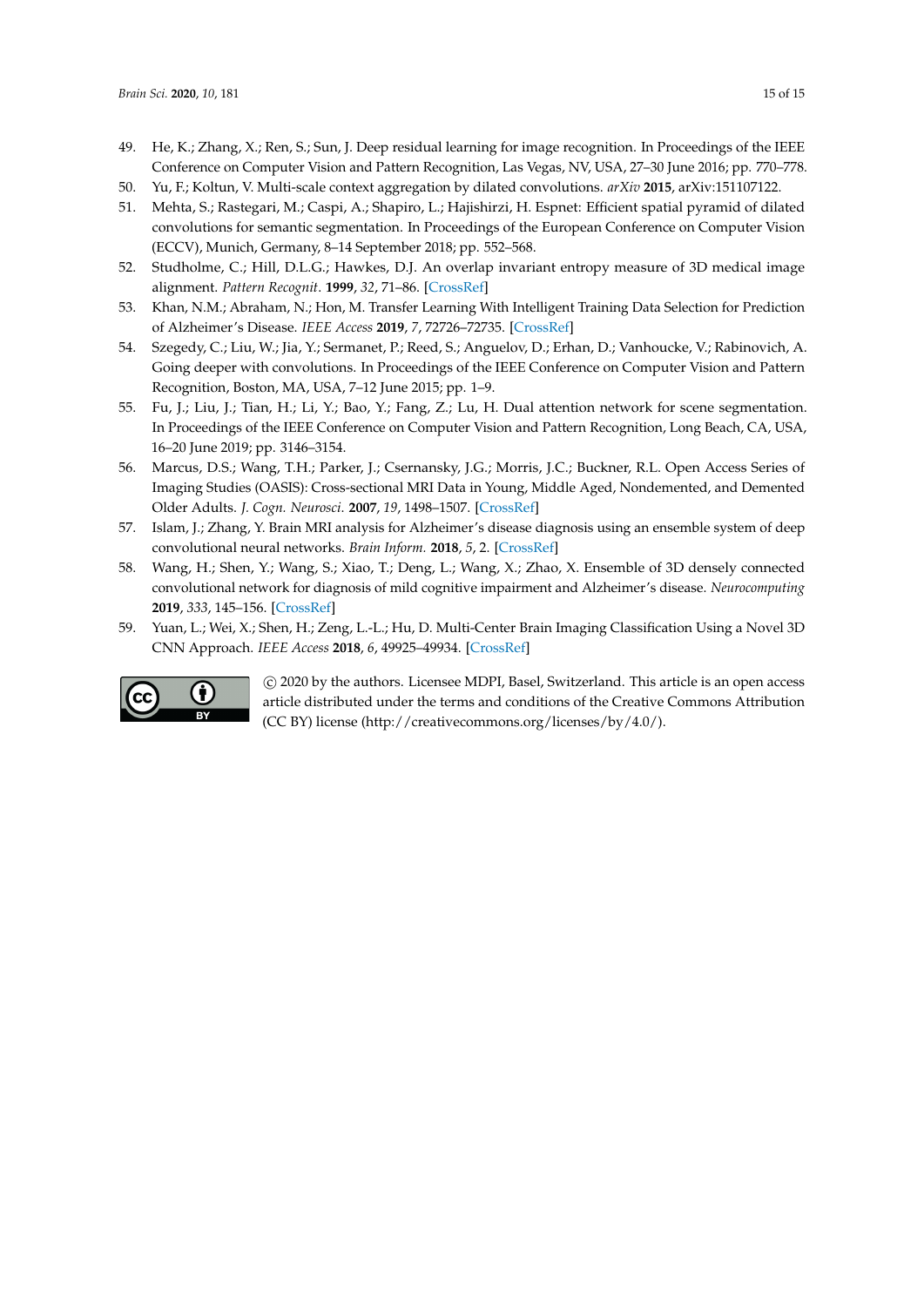49. He, K.; Zhang, X.; Ren, S.; Sun, J. Deep residual learning for image recognition. In Proceedings of the IEEE Conference on Computer Vision and Pattern Recognition, Las Vegas, NV, USA, 27–30 June 2016; pp. 770–778.
50. Yu, F.; Koltun, V. Multi-scale context aggregation by dilated convolutions. *arXiv* **2015**, arXiv:151107122.
51. Mehta, S.; Rastegari, M.; Caspi, A.; Shapiro, L.; Hajishirzi, H. Espnet: Efficient spatial pyramid of dilated convolutions for semantic segmentation. In Proceedings of the European Conference on Computer Vision (ECCV), Munich, Germany, 8–14 September 2018; pp. 552–568.
52. Studholme, C.; Hill, D.L.G.; Hawkes, D.J. An overlap invariant entropy measure of 3D medical image alignment. *Pattern Recognit.* **1999**, *32*, 71–86. [CrossRef]
53. Khan, N.M.; Abraham, N.; Hon, M. Transfer Learning With Intelligent Training Data Selection for Prediction of Alzheimer's Disease. *IEEE Access* **2019**, *7*, 72726–72735. [CrossRef]
54. Szegedy, C.; Liu, W.; Jia, Y.; Sermanet, P.; Reed, S.; Anguelov, D.; Erhan, D.; Vanhoucke, V.; Rabinovich, A. Going deeper with convolutions. In Proceedings of the IEEE Conference on Computer Vision and Pattern Recognition, Boston, MA, USA, 7–12 June 2015; pp. 1–9.
55. Fu, J.; Liu, J.; Tian, H.; Li, Y.; Bao, Y.; Fang, Z.; Lu, H. Dual attention network for scene segmentation. In Proceedings of the IEEE Conference on Computer Vision and Pattern Recognition, Long Beach, CA, USA, 16–20 June 2019; pp. 3146–3154.
56. Marcus, D.S.; Wang, T.H.; Parker, J.; Csernansky, J.G.; Morris, J.C.; Buckner, R.L. Open Access Series of Imaging Studies (OASIS): Cross-sectional MRI Data in Young, Middle Aged, Nondemented, and Demented Older Adults. *J. Cogn. Neurosci.* **2007**, *19*, 1498–1507. [CrossRef]
57. Islam, J.; Zhang, Y. Brain MRI analysis for Alzheimer's disease diagnosis using an ensemble system of deep convolutional neural networks. *Brain Inform.* **2018**, *5*, 2. [CrossRef]
58. Wang, H.; Shen, Y.; Wang, S.; Xiao, T.; Deng, L.; Wang, X.; Zhao, X. Ensemble of 3D densely connected convolutional network for diagnosis of mild cognitive impairment and Alzheimer's disease. *Neurocomputing* **2019**, *333*, 145–156. [CrossRef]
59. Yuan, L.; Wei, X.; Shen, H.; Zeng, L.-L.; Hu, D. Multi-Center Brain Imaging Classification Using a Novel 3D CNN Approach. *IEEE Access* **2018**, *6*, 49925–49934. [CrossRef]

© 2020 by the authors. Licensee MDPI, Basel, Switzerland. This article is an open access article distributed under the terms and conditions of the Creative Commons Attribution (CC BY) license (http://creativecommons.org/licenses/by/4.0/).